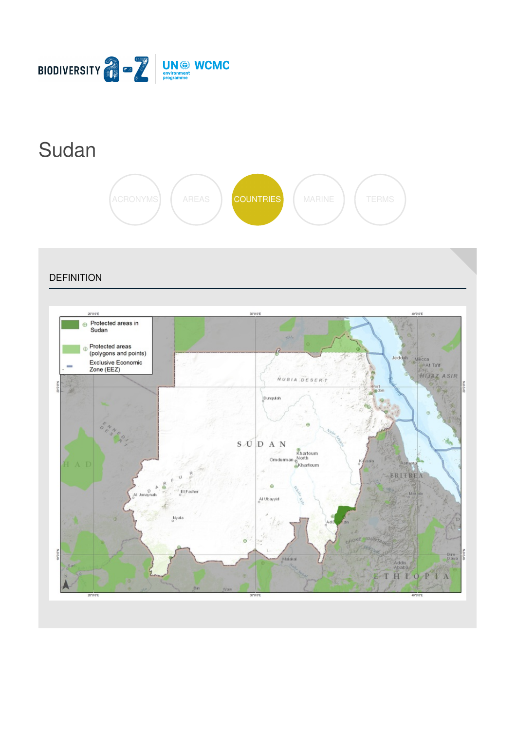BIODIVERSITY a-z | UN environment programme WCMC

# Sudan

ACRONYMS AREAS COUNTRIES MARINE TERMS

## DEFINITION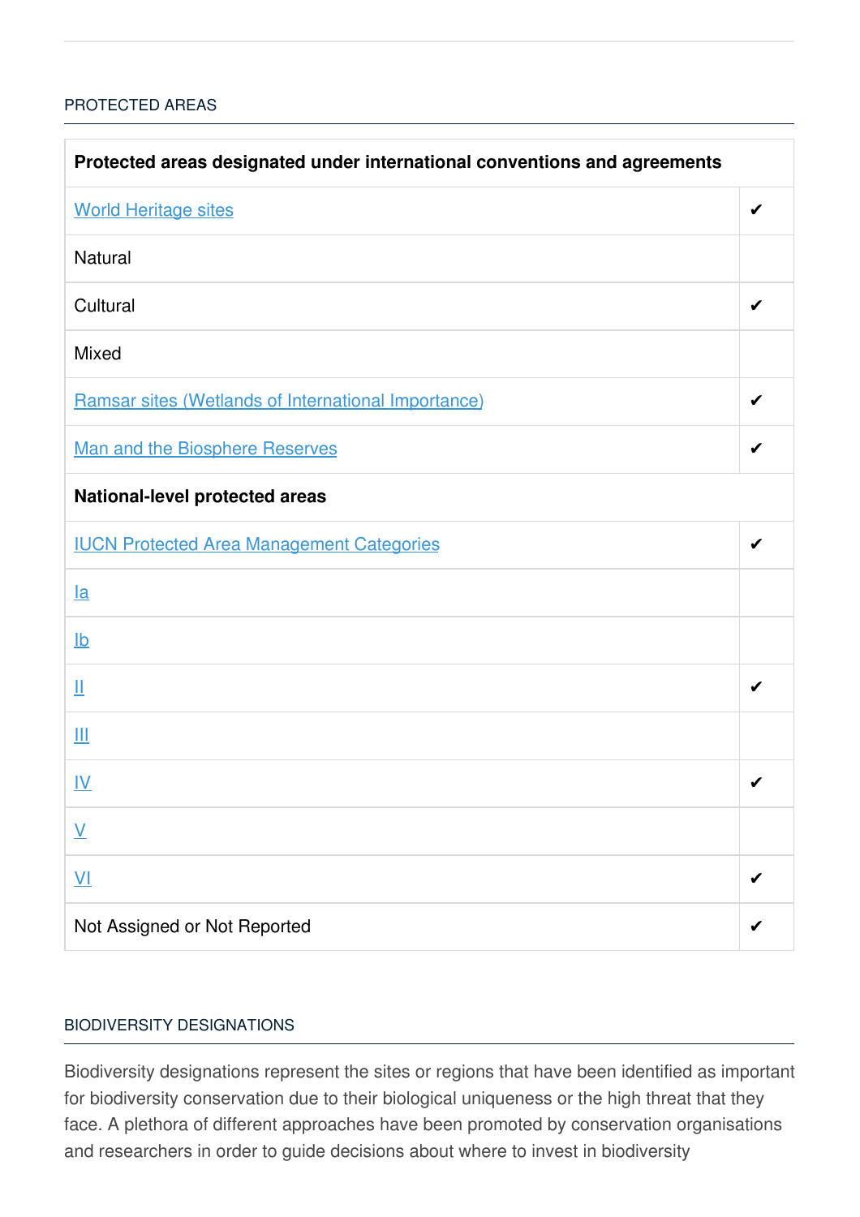## PROTECTED AREAS

| Protected areas designated under international conventions and agreements | |
|---|---|
| World Heritage sites | ✔ |
| Natural | |
| Cultural | ✔ |
| Mixed | |
| Ramsar sites (Wetlands of International Importance) | ✔ |
| Man and the Biosphere Reserves | ✔ |
| **National-level protected areas** | |
| IUCN Protected Area Management Categories | ✔ |
| Ia | |
| Ib | |
| II | ✔ |
| III | |
| IV | ✔ |
| V | |
| VI | ✔ |
| Not Assigned or Not Reported | ✔ |

## BIODIVERSITY DESIGNATIONS

Biodiversity designations represent the sites or regions that have been identified as important for biodiversity conservation due to their biological uniqueness or the high threat that they face. A plethora of different approaches have been promoted by conservation organisations and researchers in order to guide decisions about where to invest in biodiversity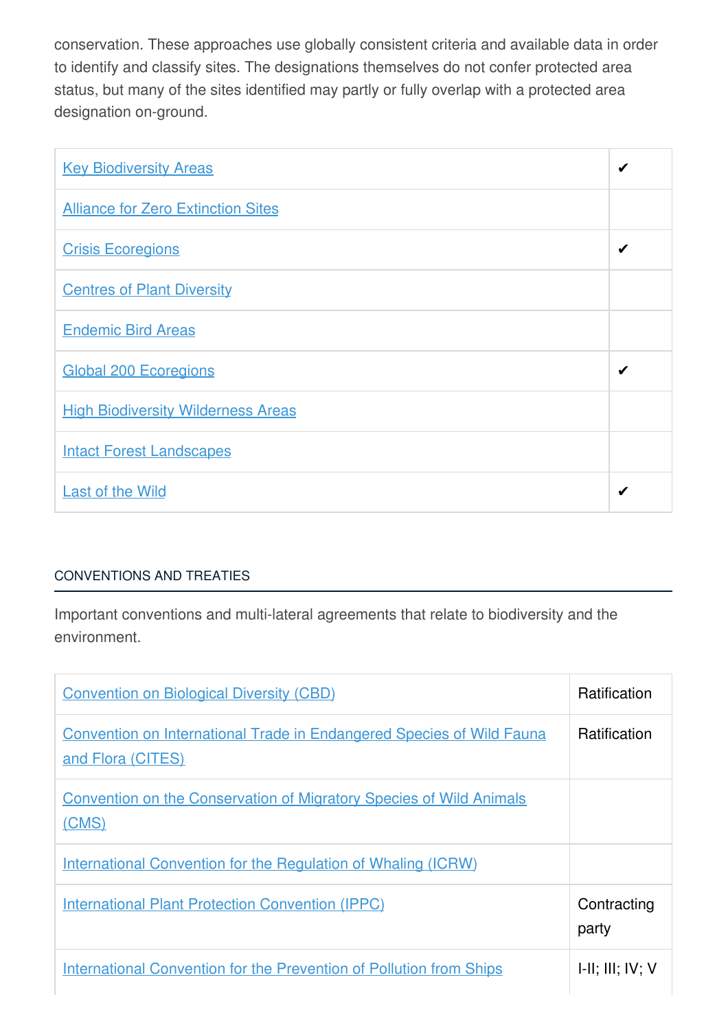conservation. These approaches use globally consistent criteria and available data in order to identify and classify sites. The designations themselves do not confer protected area status, but many of the sites identified may partly or fully overlap with a protected area designation on-ground.

| | |
|---|---|
| Key Biodiversity Areas | ✔ |
| Alliance for Zero Extinction Sites | |
| Crisis Ecoregions | ✔ |
| Centres of Plant Diversity | |
| Endemic Bird Areas | |
| Global 200 Ecoregions | ✔ |
| High Biodiversity Wilderness Areas | |
| Intact Forest Landscapes | |
| Last of the Wild | ✔ |

## CONVENTIONS AND TREATIES

Important conventions and multi-lateral agreements that relate to biodiversity and the environment.

| | |
|---|---|
| Convention on Biological Diversity (CBD) | Ratification |
| Convention on International Trade in Endangered Species of Wild Fauna and Flora (CITES) | Ratification |
| Convention on the Conservation of Migratory Species of Wild Animals (CMS) | |
| International Convention for the Regulation of Whaling (ICRW) | |
| International Plant Protection Convention (IPPC) | Contracting party |
| International Convention for the Prevention of Pollution from Ships | I-II; III; IV; V |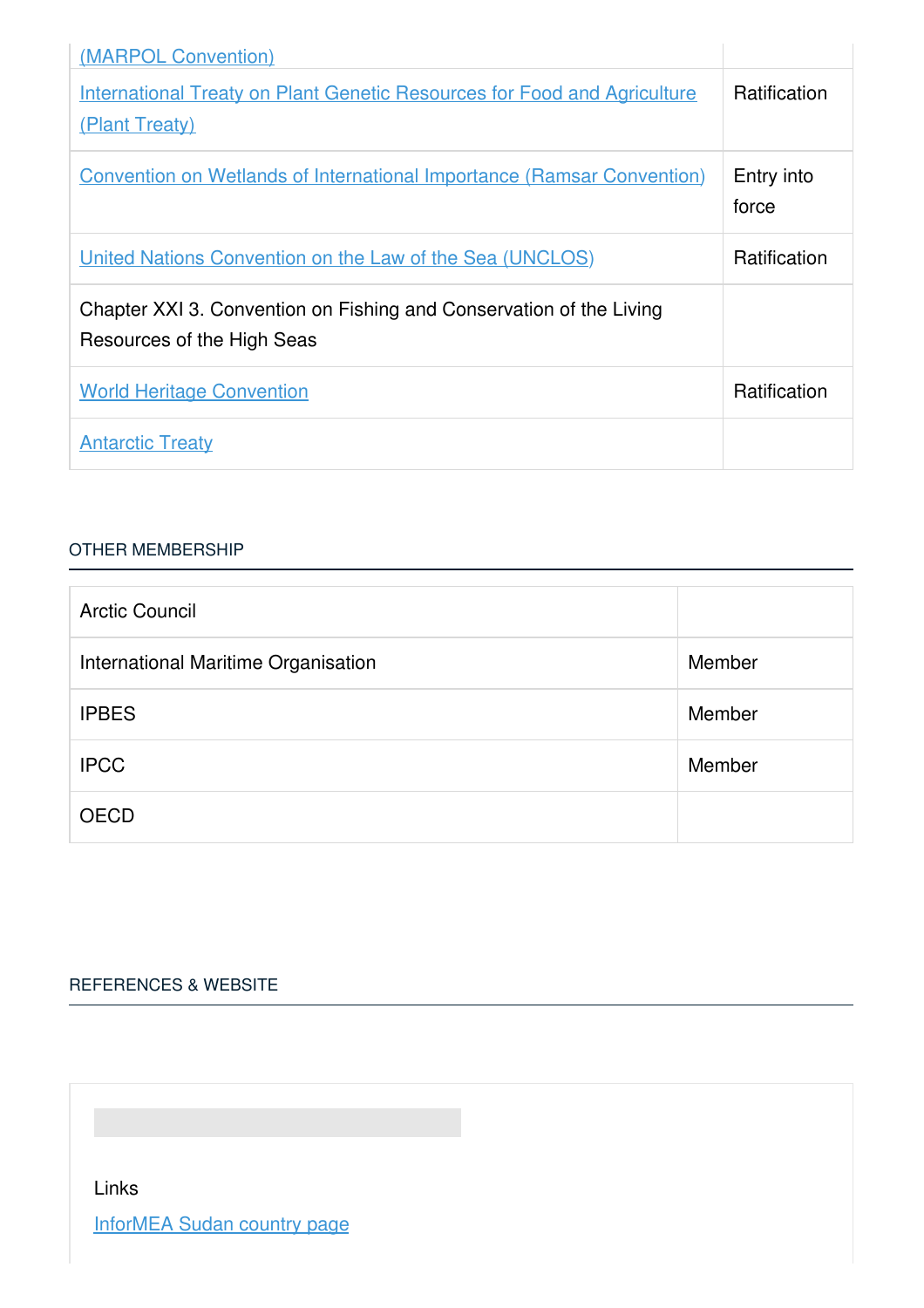| | |
|---|---|
| [(MARPOL Convention)]() | |
| [International Treaty on Plant Genetic Resources for Food and Agriculture (Plant Treaty)]() | Ratification |
| [Convention on Wetlands of International Importance (Ramsar Convention)]() | Entry into force |
| [United Nations Convention on the Law of the Sea (UNCLOS)]() | Ratification |
| Chapter XXI 3. Convention on Fishing and Conservation of the Living Resources of the High Seas | |
| [World Heritage Convention]() | Ratification |
| [Antarctic Treaty]() | |

## OTHER MEMBERSHIP

| | |
|---|---|
| Arctic Council | |
| International Maritime Organisation | Member |
| IPBES | Member |
| IPCC | Member |
| OECD | |

## REFERENCES & WEBSITE

Links

[InforMEA Sudan country page]()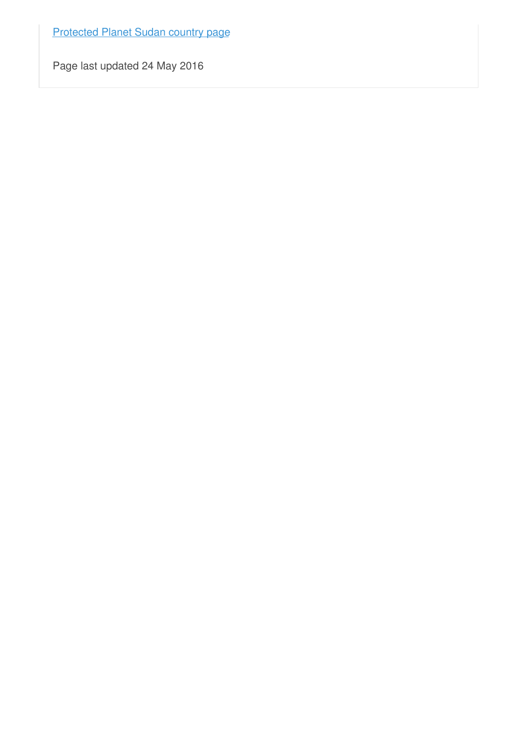[Protected Planet Sudan country page]

Page last updated 24 May 2016